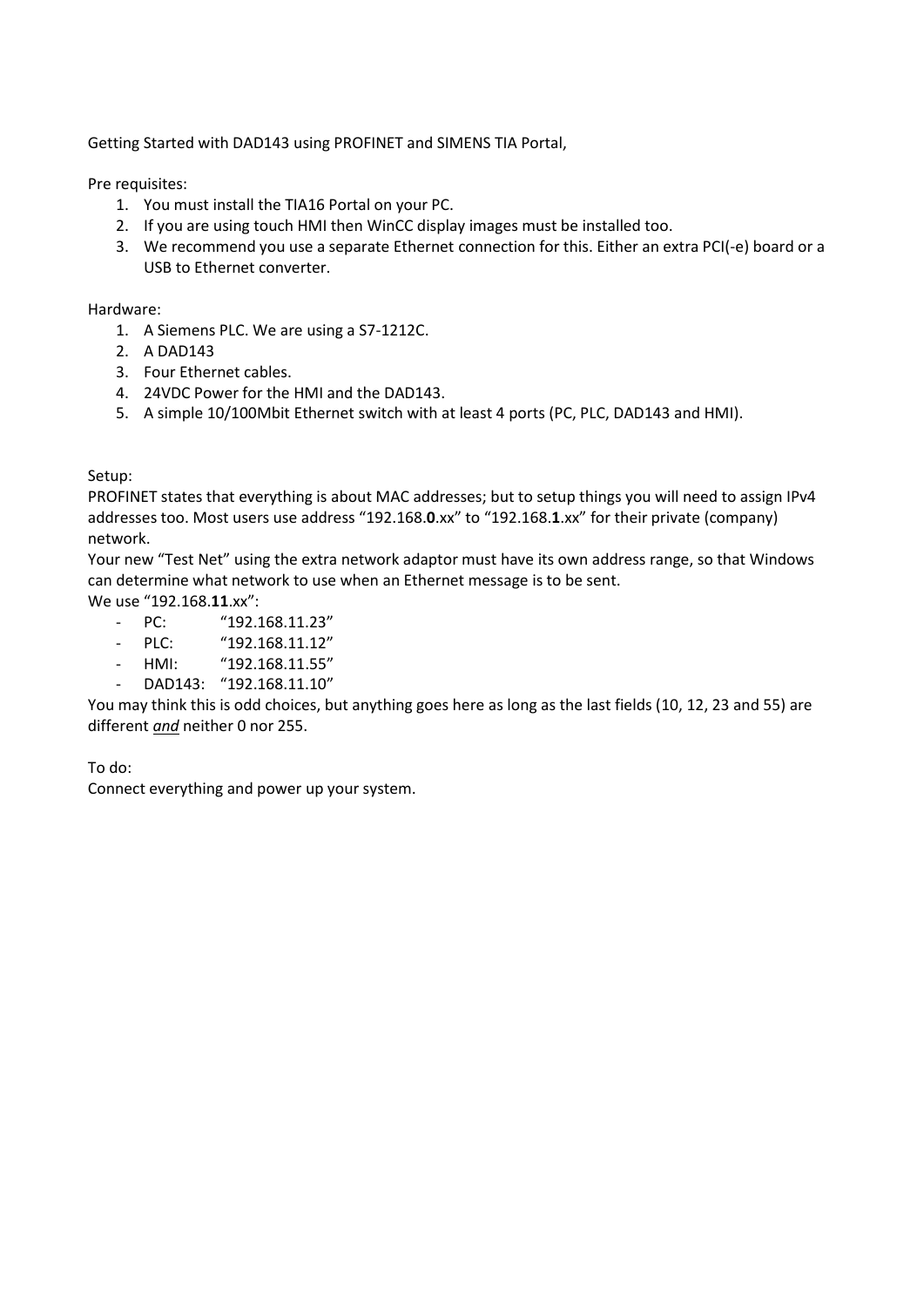Getting Started with DAD143 using PROFINET and SIMENS TIA Portal,

Pre requisites:

1. You must install the TIA16 Portal on your PC.
2. If you are using touch HMI then WinCC display images must be installed too.
3. We recommend you use a separate Ethernet connection for this. Either an extra PCI(-e) board or a USB to Ethernet converter.

Hardware:

1. A Siemens PLC. We are using a S7-1212C.
2. A DAD143
3. Four Ethernet cables.
4. 24VDC Power for the HMI and the DAD143.
5. A simple 10/100Mbit Ethernet switch with at least 4 ports (PC, PLC, DAD143 and HMI).

Setup:

PROFINET states that everything is about MAC addresses; but to setup things you will need to assign IPv4 addresses too. Most users use address "192.168.**0**.xx" to "192.168.**1**.xx" for their private (company) network.

Your new "Test Net" using the extra network adaptor must have its own address range, so that Windows can determine what network to use when an Ethernet message is to be sent.

We use "192.168.**11**.xx":

- PC: "192.168.11.23"
- PLC: "192.168.11.12"
- HMI: "192.168.11.55"
- DAD143: "192.168.11.10"

You may think this is odd choices, but anything goes here as long as the last fields (10, 12, 23 and 55) are different ***and*** neither 0 nor 255.

To do:

Connect everything and power up your system.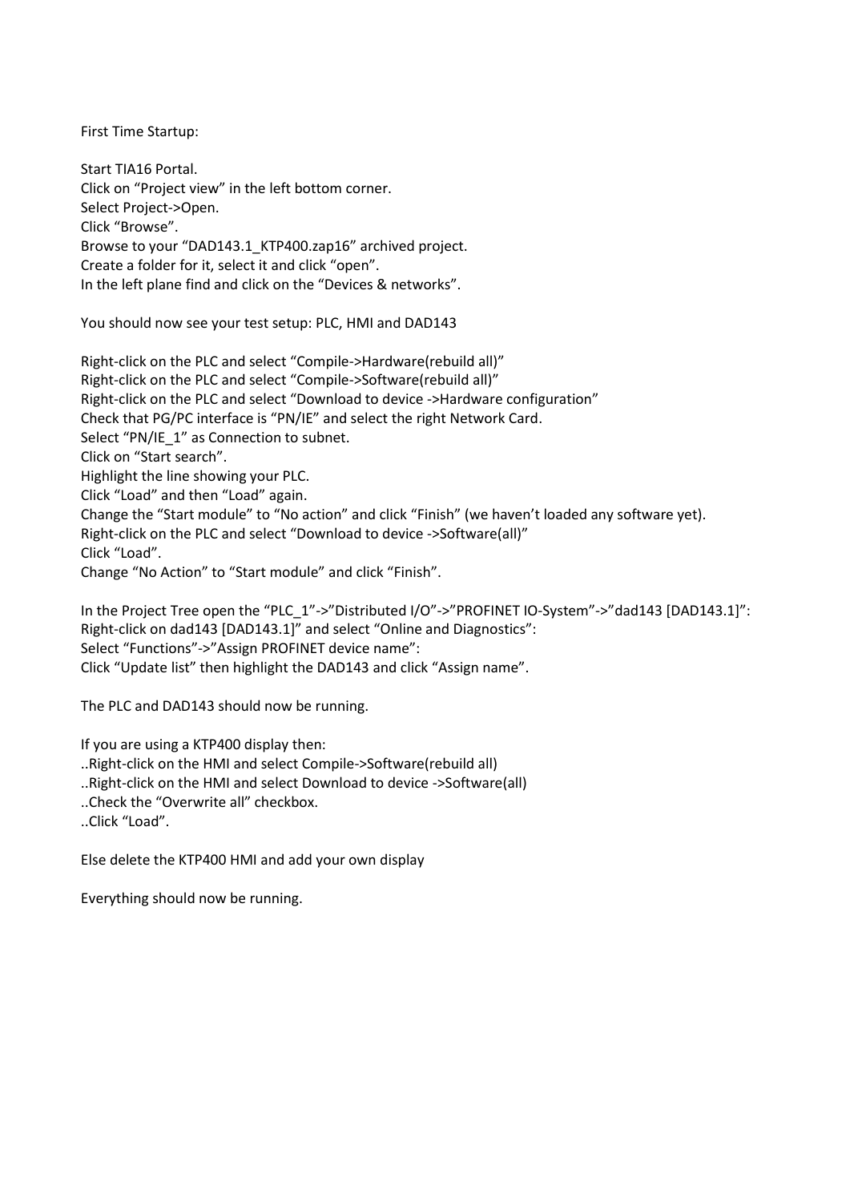First Time Startup:

Start TIA16 Portal.
Click on “Project view” in the left bottom corner.
Select Project->Open.
Click “Browse”.
Browse to your “DAD143.1_KTP400.zap16” archived project.
Create a folder for it, select it and click “open”.
In the left plane find and click on the “Devices & networks”.

You should now see your test setup: PLC, HMI and DAD143

Right-click on the PLC and select “Compile->Hardware(rebuild all)”
Right-click on the PLC and select “Compile->Software(rebuild all)”
Right-click on the PLC and select “Download to device ->Hardware configuration”
Check that PG/PC interface is “PN/IE” and select the right Network Card.
Select “PN/IE_1” as Connection to subnet.
Click on “Start search”.
Highlight the line showing your PLC.
Click “Load” and then “Load” again.
Change the “Start module” to “No action” and click “Finish” (we haven’t loaded any software yet).
Right-click on the PLC and select “Download to device ->Software(all)”
Click “Load”.
Change “No Action” to “Start module” and click “Finish”.

In the Project Tree open the “PLC_1”->”Distributed I/O”->”PROFINET IO-System”->”dad143 [DAD143.1]”:
Right-click on dad143 [DAD143.1]” and select “Online and Diagnostics”:
Select “Functions”->”Assign PROFINET device name”:
Click “Update list” then highlight the DAD143 and click “Assign name”.

The PLC and DAD143 should now be running.

If you are using a KTP400 display then:
..Right-click on the HMI and select Compile->Software(rebuild all)
..Right-click on the HMI and select Download to device ->Software(all)
..Check the “Overwrite all” checkbox.
..Click “Load”.

Else delete the KTP400 HMI and add your own display

Everything should now be running.